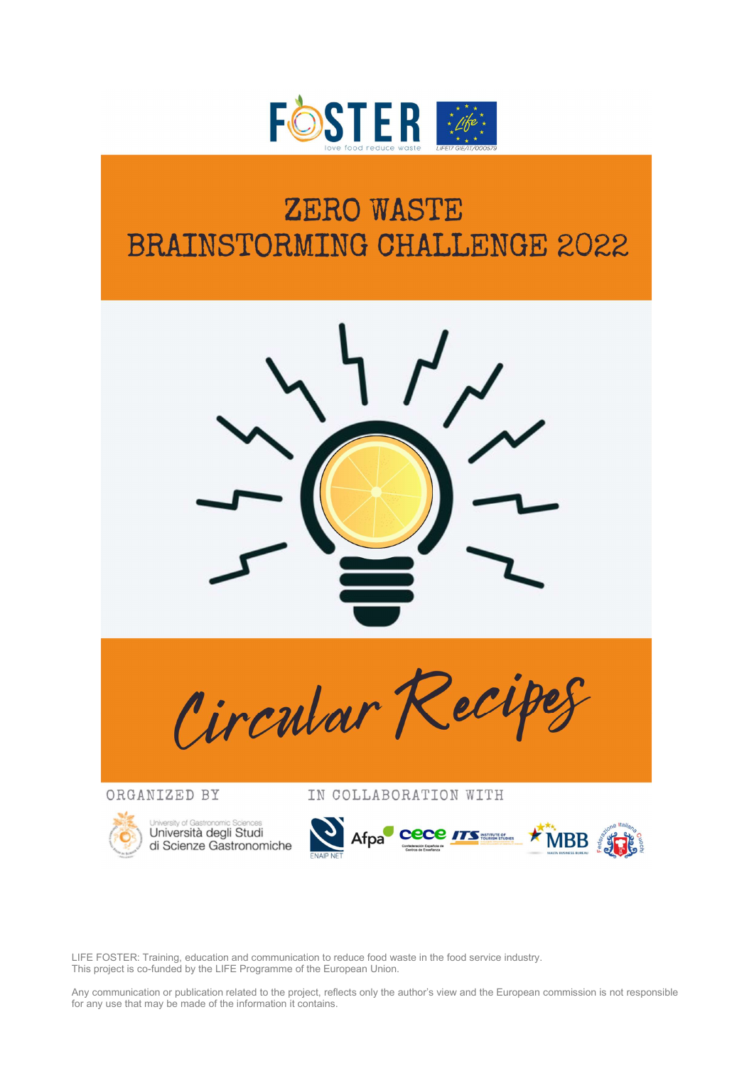FOSTER

love food reduce waste

LIFE17 GIE/IT/000579

# ZERO WASTE BRAINSTORMING CHALLENGE 2022

# Circular Recipes

ORGANIZED BY

University of Gastronomic Sciences
Università degli Studi di Scienze Gastronomiche

IN COLLABORATION WITH

ENAIP NET, Afpa, cece, ITS Institute of Tourism Studies, MBB Malta Business Bureau, Federazione Italiana Cuochi

LIFE FOSTER: Training, education and communication to reduce food waste in the food service industry.
This project is co-funded by the LIFE Programme of the European Union.

Any communication or publication related to the project, reflects only the author's view and the European commission is not responsible for any use that may be made of the information it contains.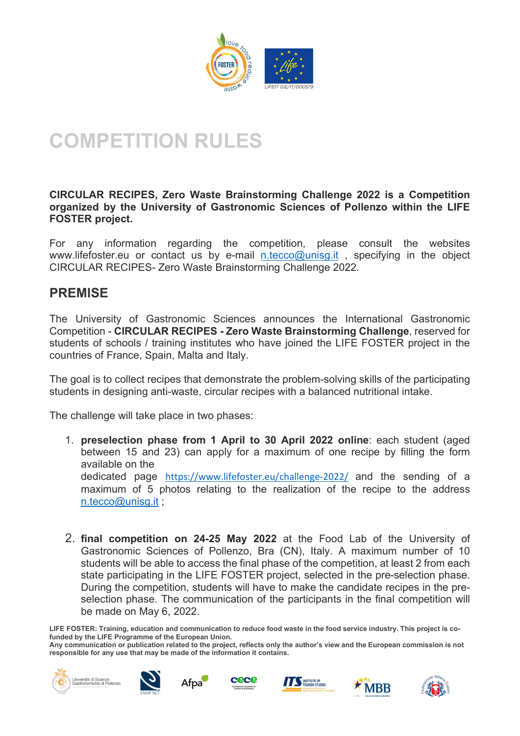# COMPETITION RULES

**CIRCULAR RECIPES, Zero Waste Brainstorming Challenge 2022 is a Competition organized by the University of Gastronomic Sciences of Pollenzo within the LIFE FOSTER project.**

For any information regarding the competition, please consult the websites www.lifefoster.eu or contact us by e-mail n.tecco@unisg.it , specifying in the object CIRCULAR RECIPES- Zero Waste Brainstorming Challenge 2022.

## PREMISE

The University of Gastronomic Sciences announces the International Gastronomic Competition - **CIRCULAR RECIPES - Zero Waste Brainstorming Challenge**, reserved for students of schools / training institutes who have joined the LIFE FOSTER project in the countries of France, Spain, Malta and Italy.

The goal is to collect recipes that demonstrate the problem-solving skills of the participating students in designing anti-waste, circular recipes with a balanced nutritional intake.

The challenge will take place in two phases:

1. **preselection phase from 1 April to 30 April 2022 online**: each student (aged between 15 and 23) can apply for a maximum of one recipe by filling the form available on the dedicated page https://www.lifefoster.eu/challenge-2022/ and the sending of a maximum of 5 photos relating to the realization of the recipe to the address n.tecco@unisg.it ;

2. **final competition on 24-25 May 2022** at the Food Lab of the University of Gastronomic Sciences of Pollenzo, Bra (CN), Italy. A maximum number of 10 students will be able to access the final phase of the competition, at least 2 from each state participating in the LIFE FOSTER project, selected in the pre-selection phase. During the competition, students will have to make the candidate recipes in the pre-selection phase. The communication of the participants in the final competition will be made on May 6, 2022.

**LIFE FOSTER: Training, education and communication to reduce food waste in the food service industry. This project is co-funded by the LIFE Programme of the European Union.**
**Any communication or publication related to the project, reflects only the author's view and the European commission is not responsible for any use that may be made of the information it contains.**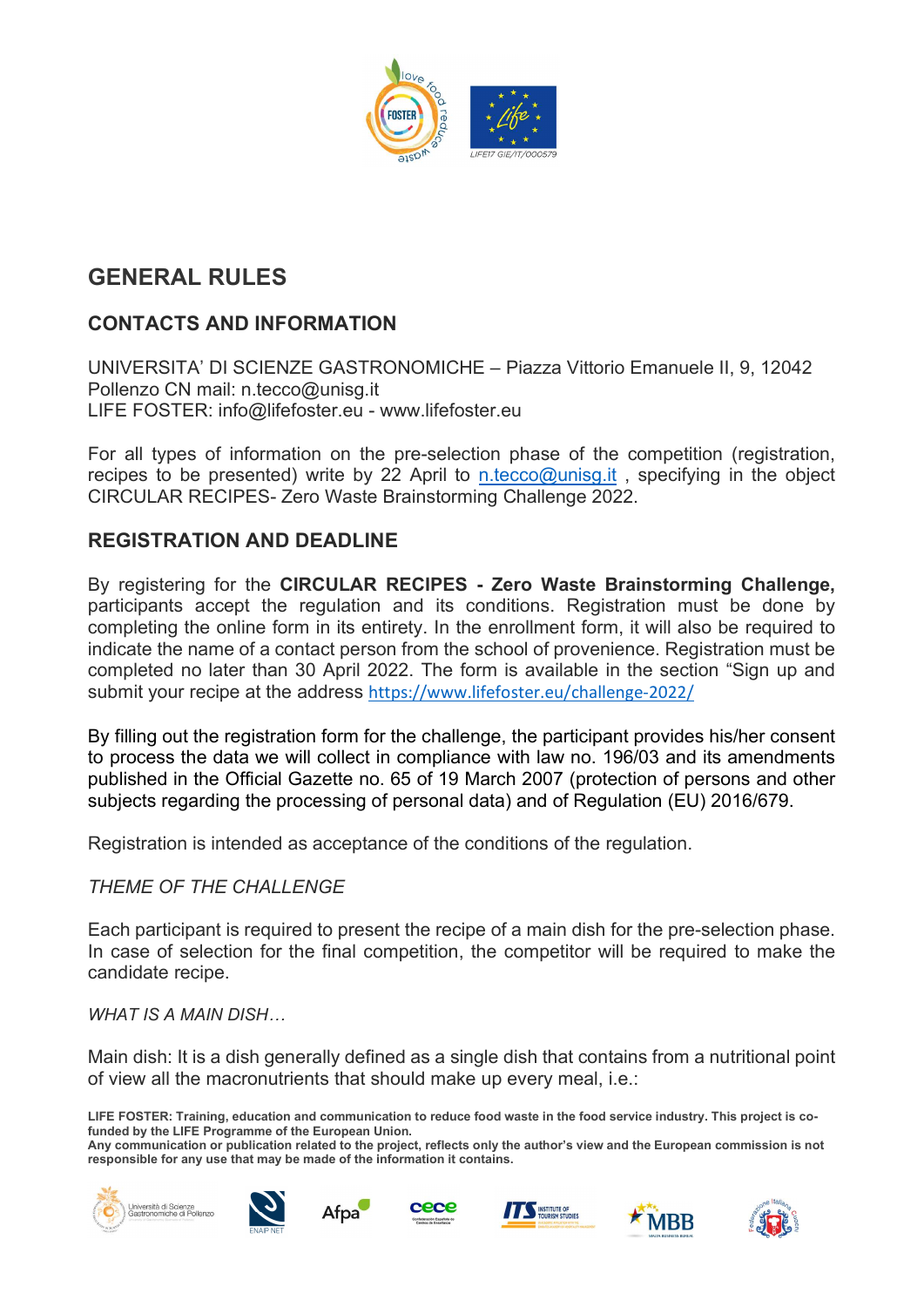## GENERAL RULES

### CONTACTS AND INFORMATION

UNIVERSITA' DI SCIENZE GASTRONOMICHE – Piazza Vittorio Emanuele II, 9, 12042 Pollenzo CN mail: n.tecco@unisg.it
LIFE FOSTER: info@lifefoster.eu - www.lifefoster.eu

For all types of information on the pre-selection phase of the competition (registration, recipes to be presented) write by 22 April to n.tecco@unisg.it , specifying in the object CIRCULAR RECIPES- Zero Waste Brainstorming Challenge 2022.

### REGISTRATION AND DEADLINE

By registering for the **CIRCULAR RECIPES - Zero Waste Brainstorming Challenge,** participants accept the regulation and its conditions. Registration must be done by completing the online form in its entirety. In the enrollment form, it will also be required to indicate the name of a contact person from the school of provenience. Registration must be completed no later than 30 April 2022. The form is available in the section "Sign up and submit your recipe at the address https://www.lifefoster.eu/challenge-2022/

By filling out the registration form for the challenge, the participant provides his/her consent to process the data we will collect in compliance with law no. 196/03 and its amendments published in the Official Gazette no. 65 of 19 March 2007 (protection of persons and other subjects regarding the processing of personal data) and of Regulation (EU) 2016/679.

Registration is intended as acceptance of the conditions of the regulation.

*THEME OF THE CHALLENGE*

Each participant is required to present the recipe of a main dish for the pre-selection phase. In case of selection for the final competition, the competitor will be required to make the candidate recipe.

*WHAT IS A MAIN DISH…*

Main dish: It is a dish generally defined as a single dish that contains from a nutritional point of view all the macronutrients that should make up every meal, i.e.:

**LIFE FOSTER: Training, education and communication to reduce food waste in the food service industry. This project is co-funded by the LIFE Programme of the European Union.**
**Any communication or publication related to the project, reflects only the author's view and the European commission is not responsible for any use that may be made of the information it contains.**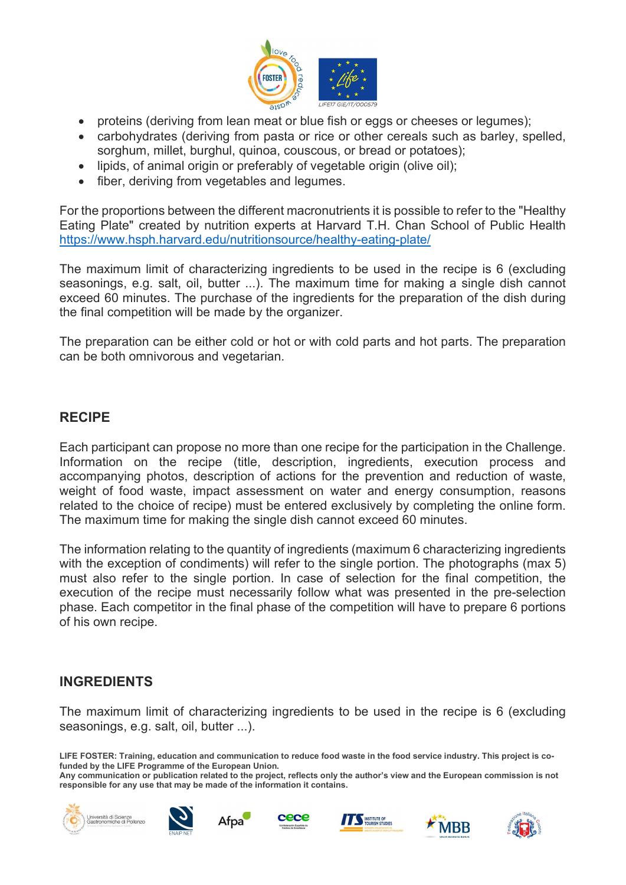- proteins (deriving from lean meat or blue fish or eggs or cheeses or legumes);
- carbohydrates (deriving from pasta or rice or other cereals such as barley, spelled, sorghum, millet, burghul, quinoa, couscous, or bread or potatoes);
- lipids, of animal origin or preferably of vegetable origin (olive oil);
- fiber, deriving from vegetables and legumes.

For the proportions between the different macronutrients it is possible to refer to the "Healthy Eating Plate" created by nutrition experts at Harvard T.H. Chan School of Public Health https://www.hsph.harvard.edu/nutritionsource/healthy-eating-plate/

The maximum limit of characterizing ingredients to be used in the recipe is 6 (excluding seasonings, e.g. salt, oil, butter ...). The maximum time for making a single dish cannot exceed 60 minutes. The purchase of the ingredients for the preparation of the dish during the final competition will be made by the organizer.

The preparation can be either cold or hot or with cold parts and hot parts. The preparation can be both omnivorous and vegetarian.

## RECIPE

Each participant can propose no more than one recipe for the participation in the Challenge. Information on the recipe (title, description, ingredients, execution process and accompanying photos, description of actions for the prevention and reduction of waste, weight of food waste, impact assessment on water and energy consumption, reasons related to the choice of recipe) must be entered exclusively by completing the online form. The maximum time for making the single dish cannot exceed 60 minutes.

The information relating to the quantity of ingredients (maximum 6 characterizing ingredients with the exception of condiments) will refer to the single portion. The photographs (max 5) must also refer to the single portion. In case of selection for the final competition, the execution of the recipe must necessarily follow what was presented in the pre-selection phase. Each competitor in the final phase of the competition will have to prepare 6 portions of his own recipe.

## INGREDIENTS

The maximum limit of characterizing ingredients to be used in the recipe is 6 (excluding seasonings, e.g. salt, oil, butter ...).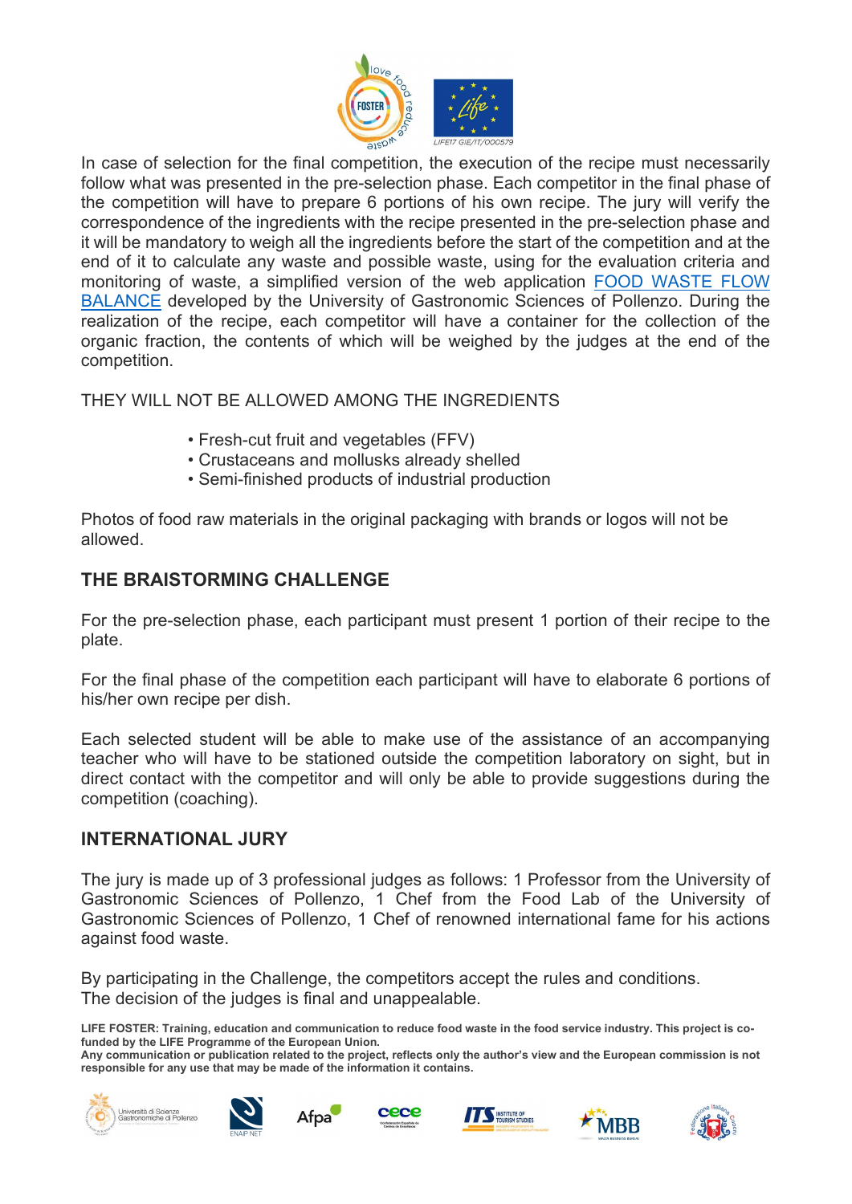In case of selection for the final competition, the execution of the recipe must necessarily follow what was presented in the pre-selection phase. Each competitor in the final phase of the competition will have to prepare 6 portions of his own recipe. The jury will verify the correspondence of the ingredients with the recipe presented in the pre-selection phase and it will be mandatory to weigh all the ingredients before the start of the competition and at the end of it to calculate any waste and possible waste, using for the evaluation criteria and monitoring of waste, a simplified version of the web application [FOOD WASTE FLOW BALANCE] developed by the University of Gastronomic Sciences of Pollenzo. During the realization of the recipe, each competitor will have a container for the collection of the organic fraction, the contents of which will be weighed by the judges at the end of the competition.

THEY WILL NOT BE ALLOWED AMONG THE INGREDIENTS

- Fresh-cut fruit and vegetables (FFV)
- Crustaceans and mollusks already shelled
- Semi-finished products of industrial production

Photos of food raw materials in the original packaging with brands or logos will not be allowed.

## THE BRAISTORMING CHALLENGE

For the pre-selection phase, each participant must present 1 portion of their recipe to the plate.

For the final phase of the competition each participant will have to elaborate 6 portions of his/her own recipe per dish.

Each selected student will be able to make use of the assistance of an accompanying teacher who will have to be stationed outside the competition laboratory on sight, but in direct contact with the competitor and will only be able to provide suggestions during the competition (coaching).

## INTERNATIONAL JURY

The jury is made up of 3 professional judges as follows: 1 Professor from the University of Gastronomic Sciences of Pollenzo, 1 Chef from the Food Lab of the University of Gastronomic Sciences of Pollenzo, 1 Chef of renowned international fame for his actions against food waste.

By participating in the Challenge, the competitors accept the rules and conditions.
The decision of the judges is final and unappealable.

**LIFE FOSTER: Training, education and communication to reduce food waste in the food service industry. This project is co-funded by the LIFE Programme of the European Union.**
**Any communication or publication related to the project, reflects only the author's view and the European commission is not responsible for any use that may be made of the information it contains.**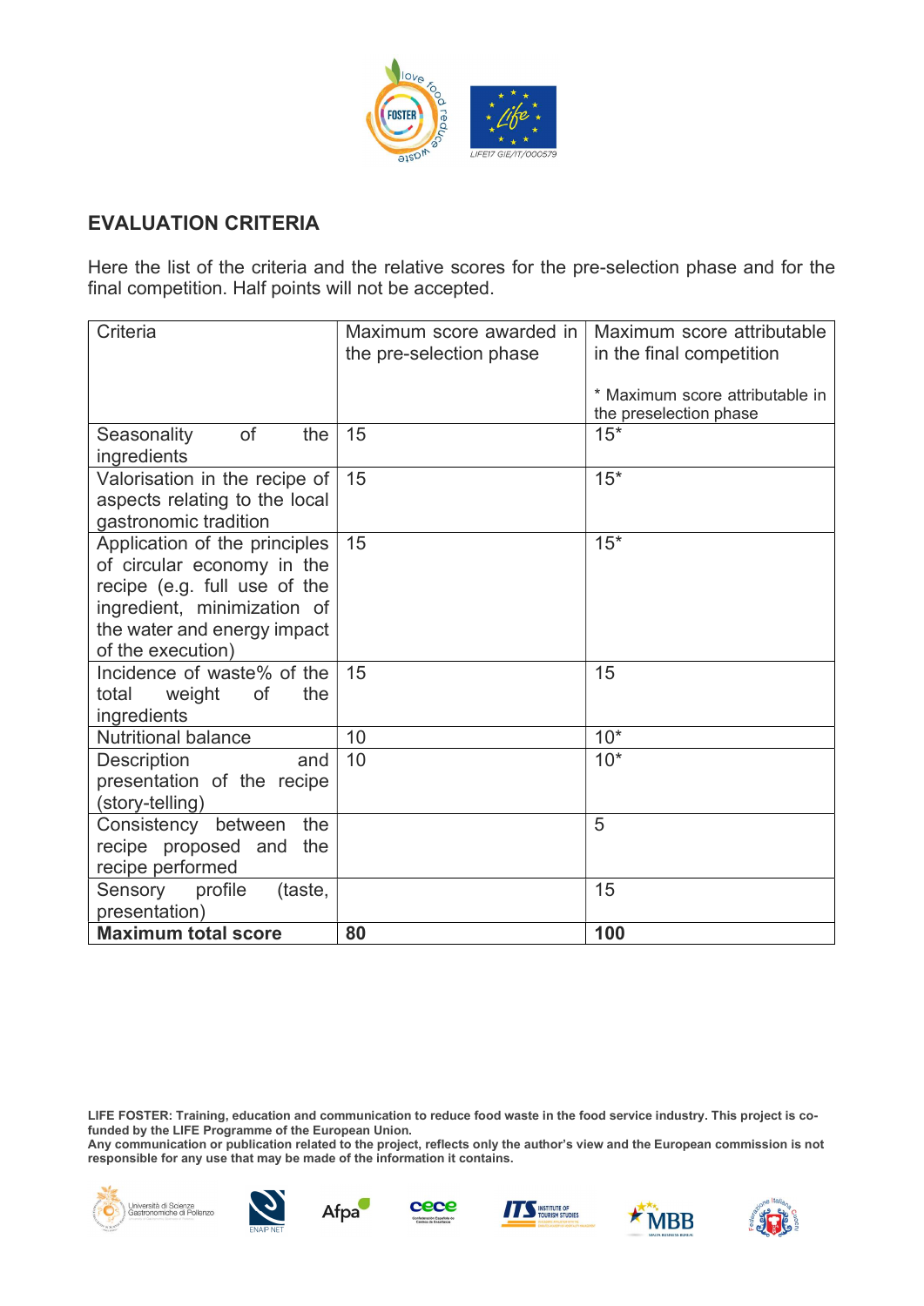## EVALUATION CRITERIA

Here the list of the criteria and the relative scores for the pre-selection phase and for the final competition. Half points will not be accepted.

| Criteria | Maximum score awarded in the pre-selection phase | Maximum score attributable in the final competition<br><br>* Maximum score attributable in the preselection phase |
|---|---|---|
| Seasonality of the ingredients | 15 | 15* |
| Valorisation in the recipe of aspects relating to the local gastronomic tradition | 15 | 15* |
| Application of the principles of circular economy in the recipe (e.g. full use of the ingredient, minimization of the water and energy impact of the execution) | 15 | 15* |
| Incidence of waste% of the total weight of the ingredients | 15 | 15 |
| Nutritional balance | 10 | 10* |
| Description and presentation of the recipe (story-telling) | 10 | 10* |
| Consistency between the recipe proposed and the recipe performed | | 5 |
| Sensory profile (taste, presentation) | | 15 |
| **Maximum total score** | **80** | **100** |

**LIFE FOSTER: Training, education and communication to reduce food waste in the food service industry. This project is co-funded by the LIFE Programme of the European Union.**
**Any communication or publication related to the project, reflects only the author's view and the European commission is not responsible for any use that may be made of the information it contains.**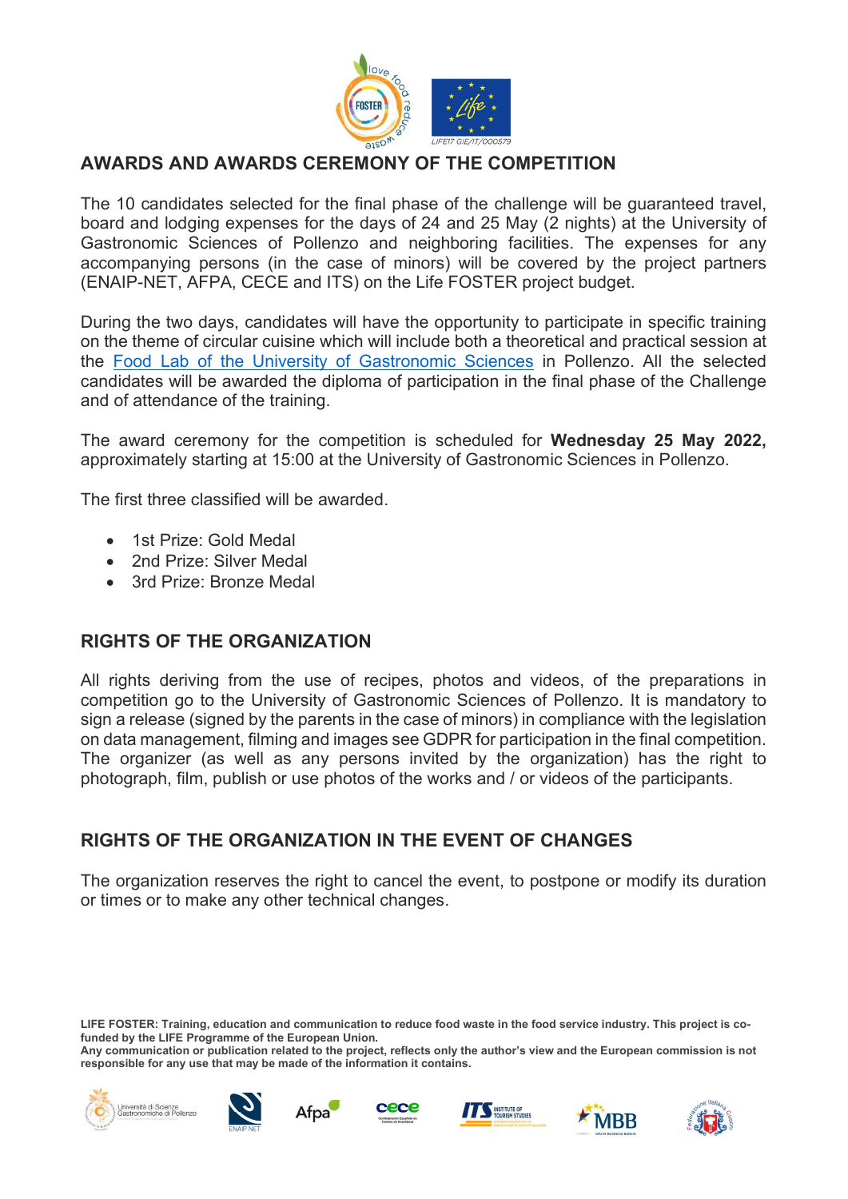## AWARDS AND AWARDS CEREMONY OF THE COMPETITION

The 10 candidates selected for the final phase of the challenge will be guaranteed travel, board and lodging expenses for the days of 24 and 25 May (2 nights) at the University of Gastronomic Sciences of Pollenzo and neighboring facilities. The expenses for any accompanying persons (in the case of minors) will be covered by the project partners (ENAIP-NET, AFPA, CECE and ITS) on the Life FOSTER project budget.

During the two days, candidates will have the opportunity to participate in specific training on the theme of circular cuisine which will include both a theoretical and practical session at the Food Lab of the University of Gastronomic Sciences in Pollenzo. All the selected candidates will be awarded the diploma of participation in the final phase of the Challenge and of attendance of the training.

The award ceremony for the competition is scheduled for **Wednesday 25 May 2022,** approximately starting at 15:00 at the University of Gastronomic Sciences in Pollenzo.

The first three classified will be awarded.

- 1st Prize: Gold Medal
- 2nd Prize: Silver Medal
- 3rd Prize: Bronze Medal

## RIGHTS OF THE ORGANIZATION

All rights deriving from the use of recipes, photos and videos, of the preparations in competition go to the University of Gastronomic Sciences of Pollenzo. It is mandatory to sign a release (signed by the parents in the case of minors) in compliance with the legislation on data management, filming and images see GDPR for participation in the final competition. The organizer (as well as any persons invited by the organization) has the right to photograph, film, publish or use photos of the works and / or videos of the participants.

## RIGHTS OF THE ORGANIZATION IN THE EVENT OF CHANGES

The organization reserves the right to cancel the event, to postpone or modify its duration or times or to make any other technical changes.

**LIFE FOSTER: Training, education and communication to reduce food waste in the food service industry. This project is co-funded by the LIFE Programme of the European Union.**
**Any communication or publication related to the project, reflects only the author's view and the European commission is not responsible for any use that may be made of the information it contains.**